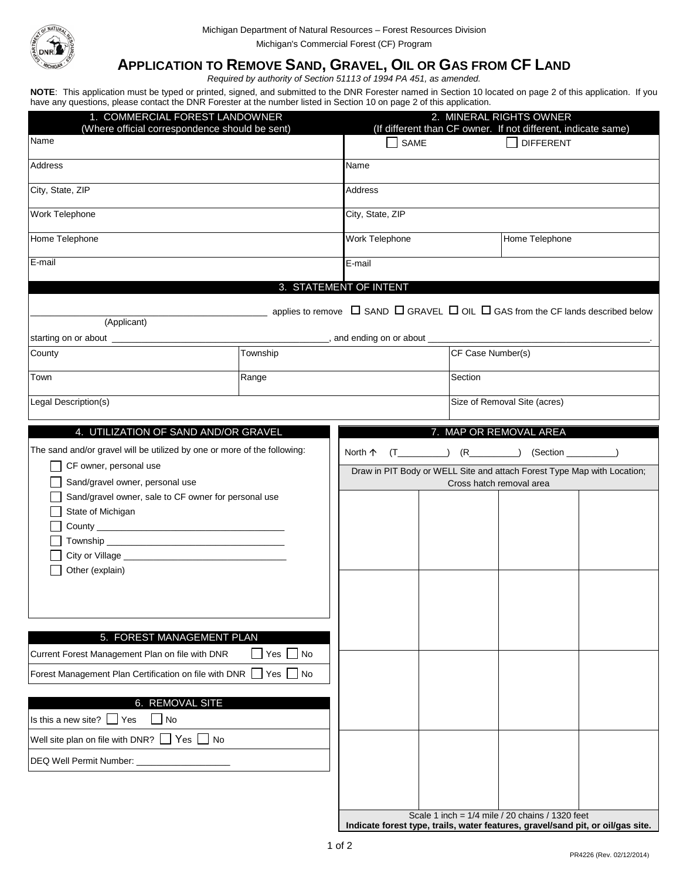Michigan Department of Natural Resources – Forest Resources Division

Michigan's Commercial Forest (CF) Program

# APPLICATION TO REMOVE SAND, GRAVEL, OIL OR GAS FROM CF LAND

*Required by authority of Section 51113 of 1994 PA 451, as amended.*

**NOTE**: This application must be typed or printed, signed, and submitted to the DNR Forester named in Section 10 located on page 2 of this application. If you have any questions, please contact the DNR Forester at the number listed in Section 10 on page 2 of this application.

| 1. COMMERCIAL FOREST LANDOWNER (Where official correspondence should be sent) | 2. MINERAL RIGHTS OWNER (If different than CF owner. If not different, indicate same) | |
|---|---|---|
| Name | ☐ SAME | ☐ DIFFERENT |
| Address | Name | |
| City, State, ZIP | Address | |
| Work Telephone | City, State, ZIP | |
| Home Telephone | Work Telephone | Home Telephone |
| E-mail | E-mail | |

## 3. STATEMENT OF INTENT

_______________________________________ applies to remove ☐ SAND ☐ GRAVEL ☐ OIL ☐ GAS from the CF lands described below
(Applicant)

starting on or about _______________________________, and ending on or about _______________________________.

| County | Township | CF Case Number(s) |
|---|---|---|
| Town | Range | Section |
| Legal Description(s) | | Size of Removal Site (acres) |

## 4. UTILIZATION OF SAND AND/OR GRAVEL

The sand and/or gravel will be utilized by one or more of the following:

- ☐ CF owner, personal use
- ☐ Sand/gravel owner, personal use
- ☐ Sand/gravel owner, sale to CF owner for personal use
- ☐ State of Michigan
- ☐ County ______________________________
- ☐ Township ______________________________
- ☐ City or Village ______________________________
- ☐ Other (explain)

## 5. FOREST MANAGEMENT PLAN

| | |
|---|---|
| Current Forest Management Plan on file with DNR | ☐ Yes ☐ No |
| Forest Management Plan Certification on file with DNR | ☐ Yes ☐ No |

## 6. REMOVAL SITE

Is this a new site? ☐ Yes ☐ No

Well site plan on file with DNR? ☐ Yes ☐ No

DEQ Well Permit Number: ____________________

## 7. MAP OR REMOVAL AREA

North ↑ (T__________) (R__________) (Section __________)

Draw in PIT Body or WELL Site and attach Forest Type Map with Location; Cross hatch removal area

| | | | |
|---|---|---|---|
| | | | |
| | | | |
| | | | |
| | | | |

Scale 1 inch = 1/4 mile / 20 chains / 1320 feet

**Indicate forest type, trails, water features, gravel/sand pit, or oil/gas site.**

PR4226 (Rev. 02/12/2014)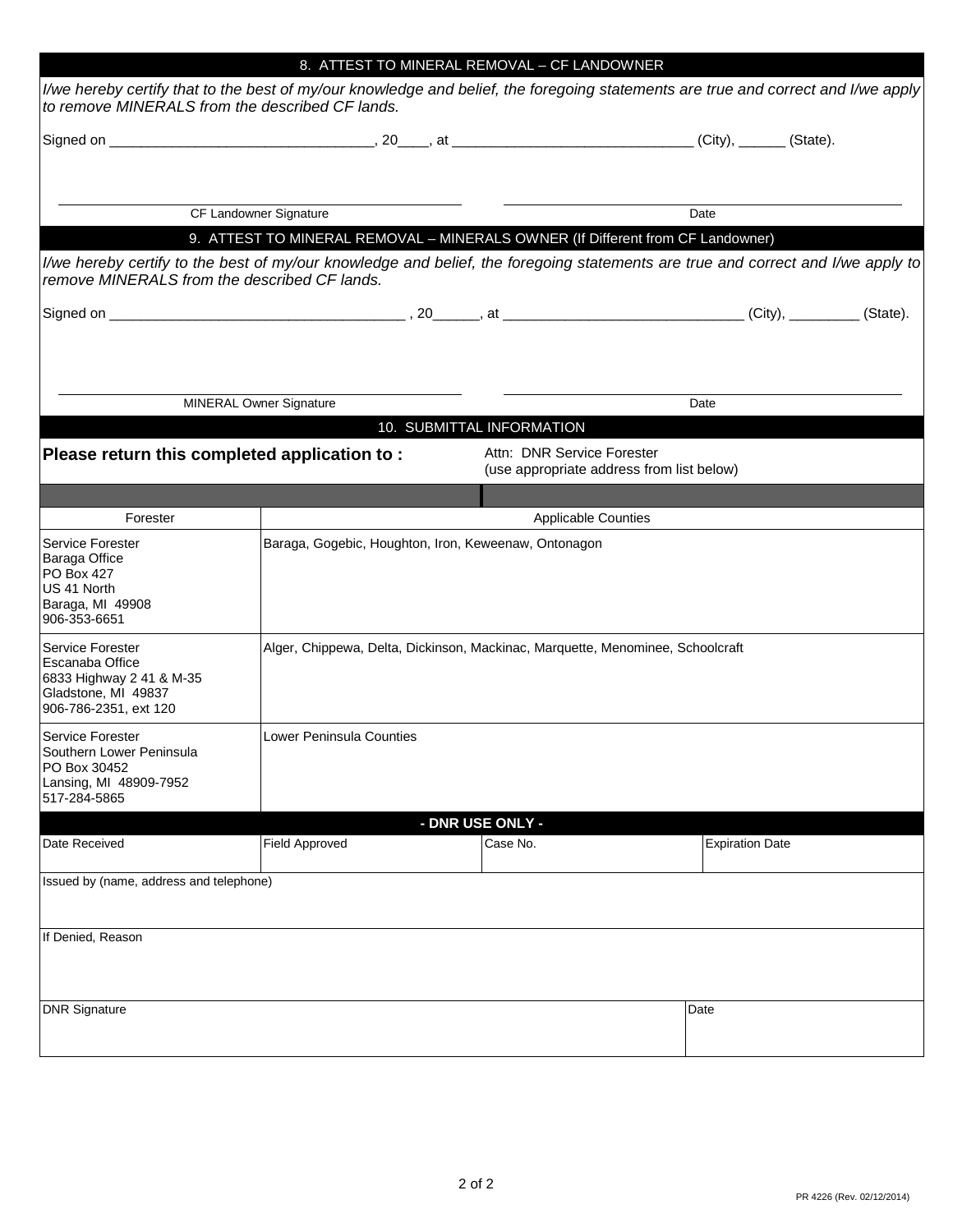## 8. ATTEST TO MINERAL REMOVAL – CF LANDOWNER

*I/we hereby certify that to the best of my/our knowledge and belief, the foregoing statements are true and correct and I/we apply to remove MINERALS from the described CF lands.*

Signed on ________________________________, 20___, at _____________________________ (City), ______ (State).

| | |
|---|---|
| CF Landowner Signature | Date |

## 9. ATTEST TO MINERAL REMOVAL – MINERALS OWNER (If Different from CF Landowner)

*I/we hereby certify to the best of my/our knowledge and belief, the foregoing statements are true and correct and I/we apply to remove MINERALS from the described CF lands.*

Signed on ____________________________________ , 20______, at ______________________________ (City), _________ (State).

| | |
|---|---|
| MINERAL Owner Signature | Date |

## 10. SUBMITTAL INFORMATION

**Please return this completed application to :**

Attn: DNR Service Forester
(use appropriate address from list below)

| Forester | Applicable Counties |
|---|---|
| Service Forester<br>Baraga Office<br>PO Box 427<br>US 41 North<br>Baraga, MI 49908<br>906-353-6651 | Baraga, Gogebic, Houghton, Iron, Keweenaw, Ontonagon |
| Service Forester<br>Escanaba Office<br>6833 Highway 2 41 & M-35<br>Gladstone, MI 49837<br>906-786-2351, ext 120 | Alger, Chippewa, Delta, Dickinson, Mackinac, Marquette, Menominee, Schoolcraft |
| Service Forester<br>Southern Lower Peninsula<br>PO Box 30452<br>Lansing, MI 48909-7952<br>517-284-5865 | Lower Peninsula Counties |

## - DNR USE ONLY -

| Date Received | Field Approved | Case No. | Expiration Date |
|---|---|---|---|
| | | | |

Issued by (name, address and telephone)

If Denied, Reason

| DNR Signature | Date |
|---|---|
| | |

PR 4226 (Rev. 02/12/2014)